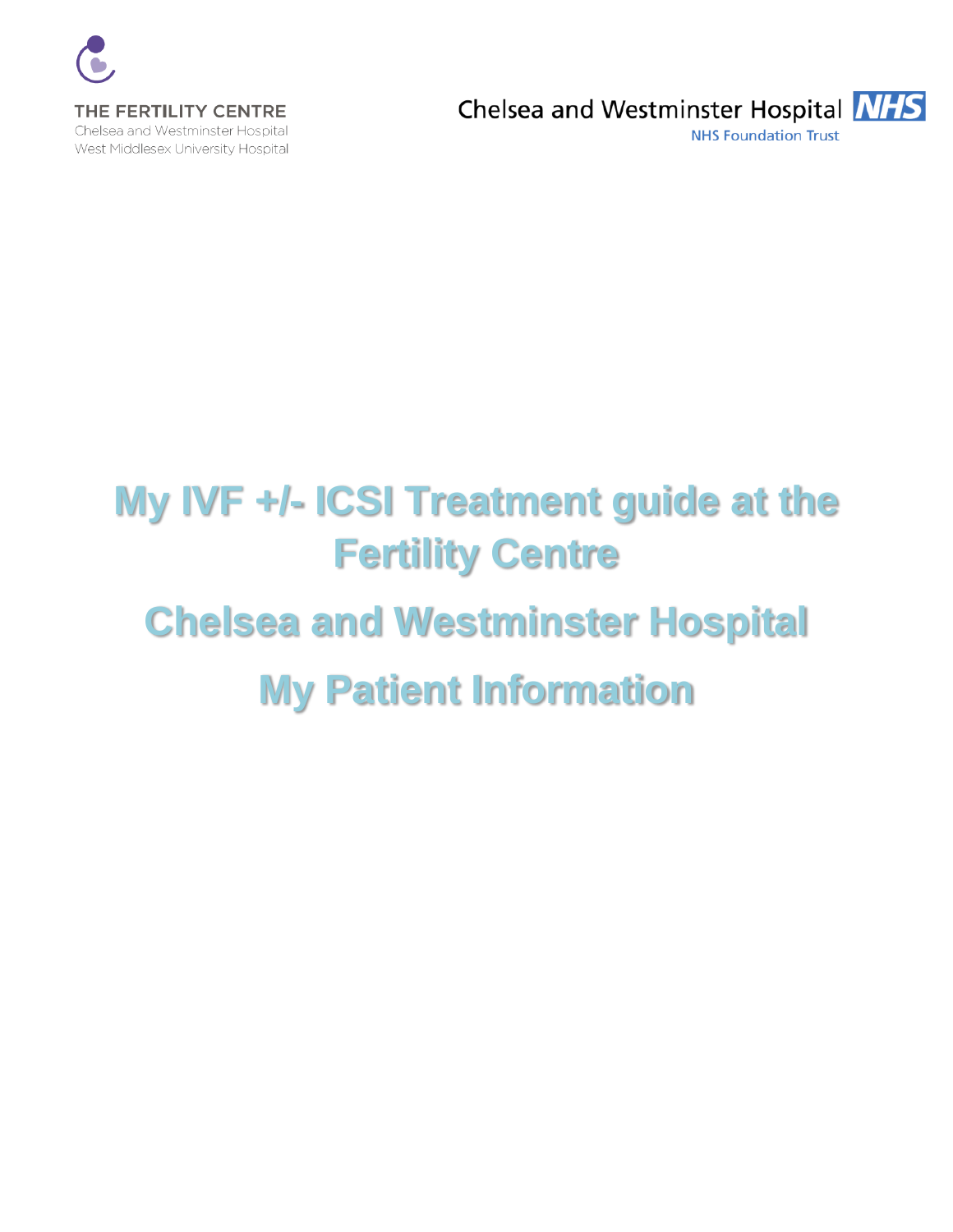THE FERTILITY CENTRE
Chelsea and Westminster Hospital
West Middlesex University Hospital

Chelsea and Westminster Hospital NHS
NHS Foundation Trust

# My IVF +/- ICSI Treatment guide at the Fertility Centre

# Chelsea and Westminster Hospital

# My Patient Information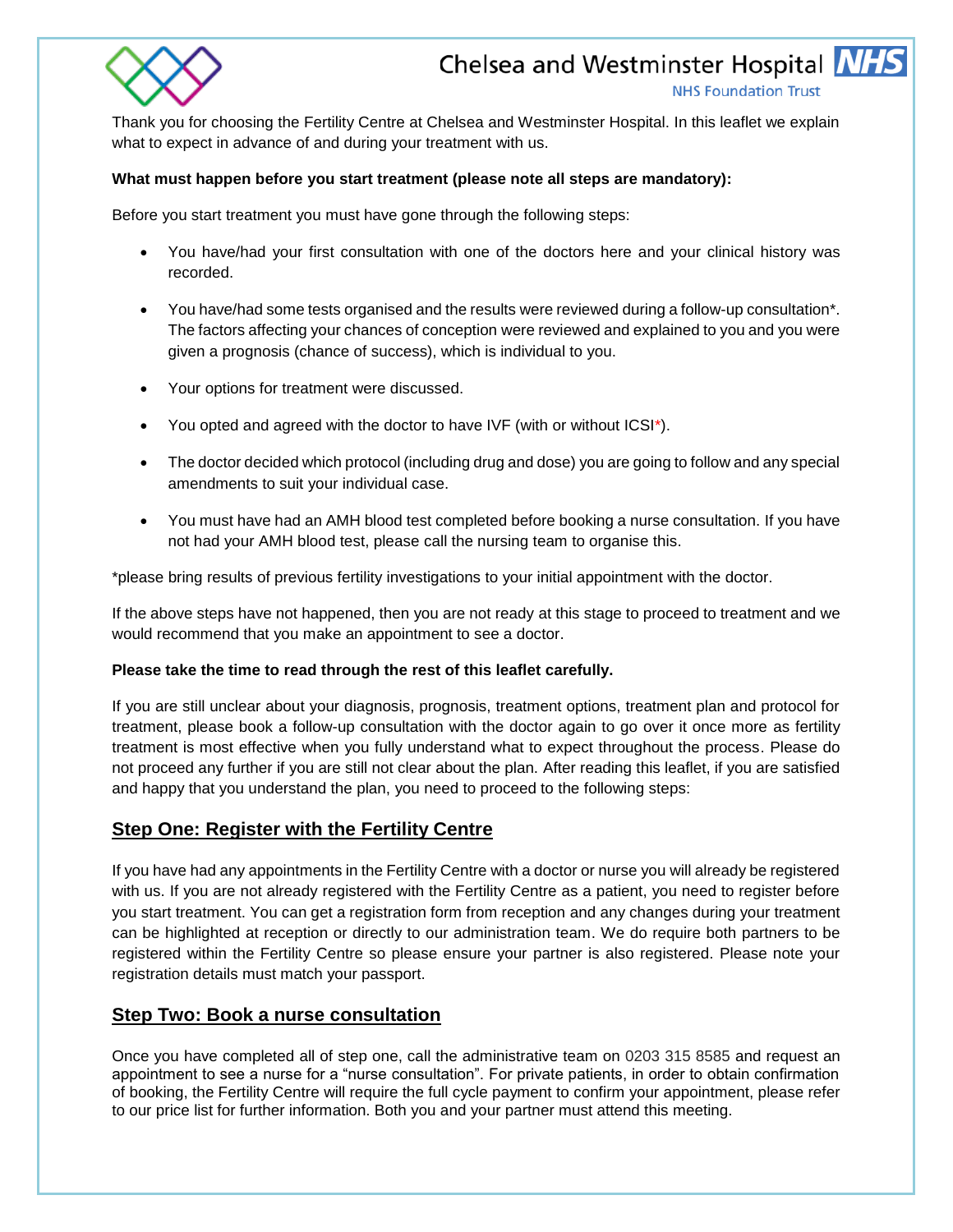Thank you for choosing the Fertility Centre at Chelsea and Westminster Hospital. In this leaflet we explain what to expect in advance of and during your treatment with us.

**What must happen before you start treatment (please note all steps are mandatory):**

Before you start treatment you must have gone through the following steps:

- You have/had your first consultation with one of the doctors here and your clinical history was recorded.
- You have/had some tests organised and the results were reviewed during a follow-up consultation*. The factors affecting your chances of conception were reviewed and explained to you and you were given a prognosis (chance of success), which is individual to you.
- Your options for treatment were discussed.
- You opted and agreed with the doctor to have IVF (with or without ICSI*).
- The doctor decided which protocol (including drug and dose) you are going to follow and any special amendments to suit your individual case.
- You must have had an AMH blood test completed before booking a nurse consultation. If you have not had your AMH blood test, please call the nursing team to organise this.

*please bring results of previous fertility investigations to your initial appointment with the doctor.

If the above steps have not happened, then you are not ready at this stage to proceed to treatment and we would recommend that you make an appointment to see a doctor.

**Please take the time to read through the rest of this leaflet carefully.**

If you are still unclear about your diagnosis, prognosis, treatment options, treatment plan and protocol for treatment, please book a follow-up consultation with the doctor again to go over it once more as fertility treatment is most effective when you fully understand what to expect throughout the process. Please do not proceed any further if you are still not clear about the plan. After reading this leaflet, if you are satisfied and happy that you understand the plan, you need to proceed to the following steps:

## Step One: Register with the Fertility Centre

If you have had any appointments in the Fertility Centre with a doctor or nurse you will already be registered with us. If you are not already registered with the Fertility Centre as a patient, you need to register before you start treatment. You can get a registration form from reception and any changes during your treatment can be highlighted at reception or directly to our administration team. We do require both partners to be registered within the Fertility Centre so please ensure your partner is also registered. Please note your registration details must match your passport.

## Step Two: Book a nurse consultation

Once you have completed all of step one, call the administrative team on 0203 315 8585 and request an appointment to see a nurse for a "nurse consultation". For private patients, in order to obtain confirmation of booking, the Fertility Centre will require the full cycle payment to confirm your appointment, please refer to our price list for further information. Both you and your partner must attend this meeting.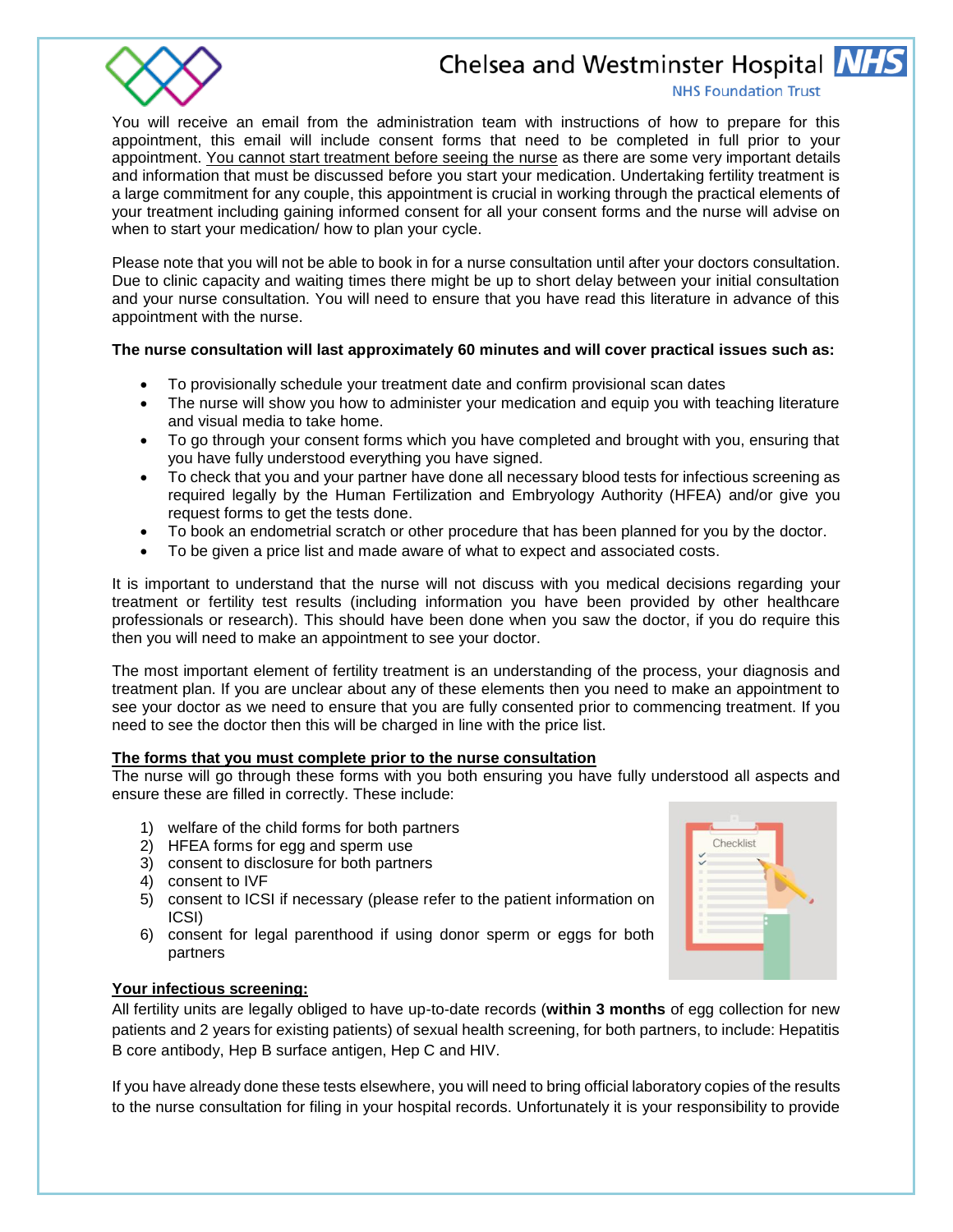You will receive an email from the administration team with instructions of how to prepare for this appointment, this email will include consent forms that need to be completed in full prior to your appointment. <u>You cannot start treatment before seeing the nurse</u> as there are some very important details and information that must be discussed before you start your medication. Undertaking fertility treatment is a large commitment for any couple, this appointment is crucial in working through the practical elements of your treatment including gaining informed consent for all your consent forms and the nurse will advise on when to start your medication/ how to plan your cycle.

Please note that you will not be able to book in for a nurse consultation until after your doctors consultation. Due to clinic capacity and waiting times there might be up to short delay between your initial consultation and your nurse consultation. You will need to ensure that you have read this literature in advance of this appointment with the nurse.

**The nurse consultation will last approximately 60 minutes and will cover practical issues such as:**

- To provisionally schedule your treatment date and confirm provisional scan dates
- The nurse will show you how to administer your medication and equip you with teaching literature and visual media to take home.
- To go through your consent forms which you have completed and brought with you, ensuring that you have fully understood everything you have signed.
- To check that you and your partner have done all necessary blood tests for infectious screening as required legally by the Human Fertilization and Embryology Authority (HFEA) and/or give you request forms to get the tests done.
- To book an endometrial scratch or other procedure that has been planned for you by the doctor.
- To be given a price list and made aware of what to expect and associated costs.

It is important to understand that the nurse will not discuss with you medical decisions regarding your treatment or fertility test results (including information you have been provided by other healthcare professionals or research). This should have been done when you saw the doctor, if you do require this then you will need to make an appointment to see your doctor.

The most important element of fertility treatment is an understanding of the process, your diagnosis and treatment plan. If you are unclear about any of these elements then you need to make an appointment to see your doctor as we need to ensure that you are fully consented prior to commencing treatment. If you need to see the doctor then this will be charged in line with the price list.

**<u>The forms that you must complete prior to the nurse consultation</u>**

The nurse will go through these forms with you both ensuring you have fully understood all aspects and ensure these are filled in correctly. These include:

1) welfare of the child forms for both partners
2) HFEA forms for egg and sperm use
3) consent to disclosure for both partners
4) consent to IVF
5) consent to ICSI if necessary (please refer to the patient information on ICSI)
6) consent for legal parenthood if using donor sperm or eggs for both partners

**<u>Your infectious screening:</u>**

All fertility units are legally obliged to have up-to-date records (**within 3 months** of egg collection for new patients and 2 years for existing patients) of sexual health screening, for both partners, to include: Hepatitis B core antibody, Hep B surface antigen, Hep C and HIV.

If you have already done these tests elsewhere, you will need to bring official laboratory copies of the results to the nurse consultation for filing in your hospital records. Unfortunately it is your responsibility to provide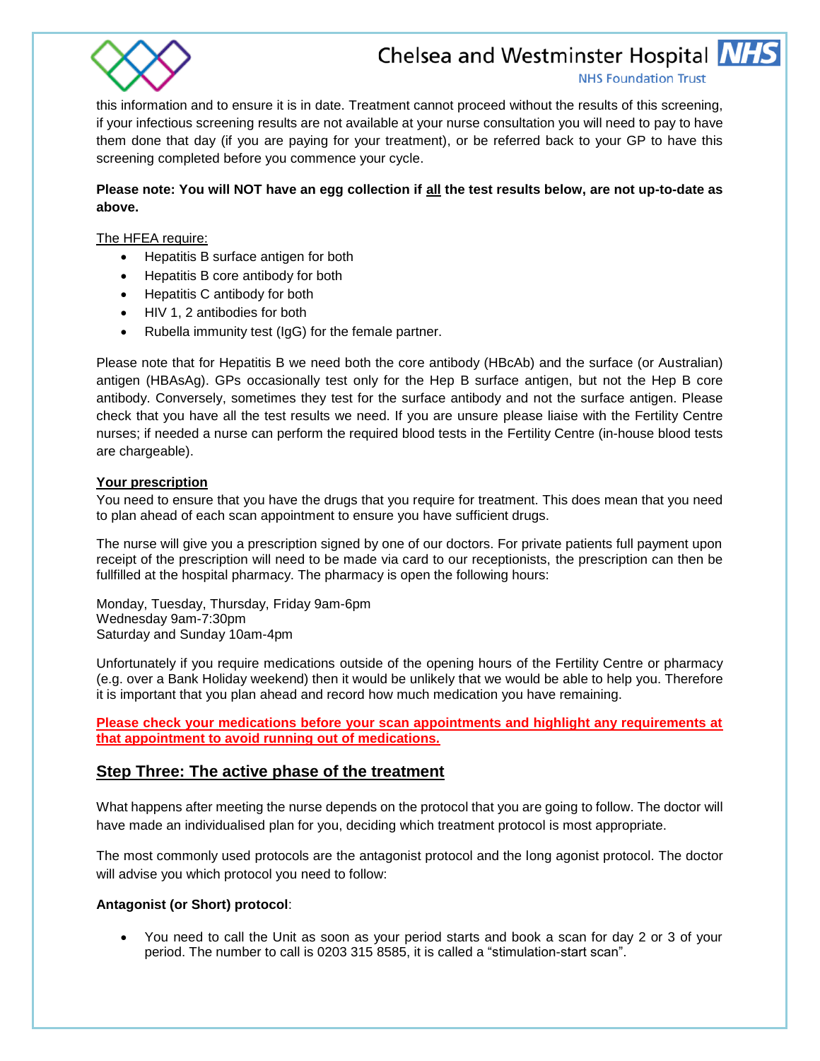this information and to ensure it is in date. Treatment cannot proceed without the results of this screening, if your infectious screening results are not available at your nurse consultation you will need to pay to have them done that day (if you are paying for your treatment), or be referred back to your GP to have this screening completed before you commence your cycle.

**Please note: You will NOT have an egg collection if all the test results below, are not up-to-date as above.**

The HFEA require:

- Hepatitis B surface antigen for both
- Hepatitis B core antibody for both
- Hepatitis C antibody for both
- HIV 1, 2 antibodies for both
- Rubella immunity test (IgG) for the female partner.

Please note that for Hepatitis B we need both the core antibody (HBcAb) and the surface (or Australian) antigen (HBAsAg). GPs occasionally test only for the Hep B surface antigen, but not the Hep B core antibody. Conversely, sometimes they test for the surface antibody and not the surface antigen. Please check that you have all the test results we need. If you are unsure please liaise with the Fertility Centre nurses; if needed a nurse can perform the required blood tests in the Fertility Centre (in-house blood tests are chargeable).

**Your prescription**

You need to ensure that you have the drugs that you require for treatment. This does mean that you need to plan ahead of each scan appointment to ensure you have sufficient drugs.

The nurse will give you a prescription signed by one of our doctors. For private patients full payment upon receipt of the prescription will need to be made via card to our receptionists, the prescription can then be fullfilled at the hospital pharmacy. The pharmacy is open the following hours:

Monday, Tuesday, Thursday, Friday 9am-6pm
Wednesday 9am-7:30pm
Saturday and Sunday 10am-4pm

Unfortunately if you require medications outside of the opening hours of the Fertility Centre or pharmacy (e.g. over a Bank Holiday weekend) then it would be unlikely that we would be able to help you. Therefore it is important that you plan ahead and record how much medication you have remaining.

**Please check your medications before your scan appointments and highlight any requirements at that appointment to avoid running out of medications.**

## Step Three: The active phase of the treatment

What happens after meeting the nurse depends on the protocol that you are going to follow. The doctor will have made an individualised plan for you, deciding which treatment protocol is most appropriate.

The most commonly used protocols are the antagonist protocol and the long agonist protocol. The doctor will advise you which protocol you need to follow:

**Antagonist (or Short) protocol**:

- You need to call the Unit as soon as your period starts and book a scan for day 2 or 3 of your period. The number to call is 0203 315 8585, it is called a "stimulation-start scan".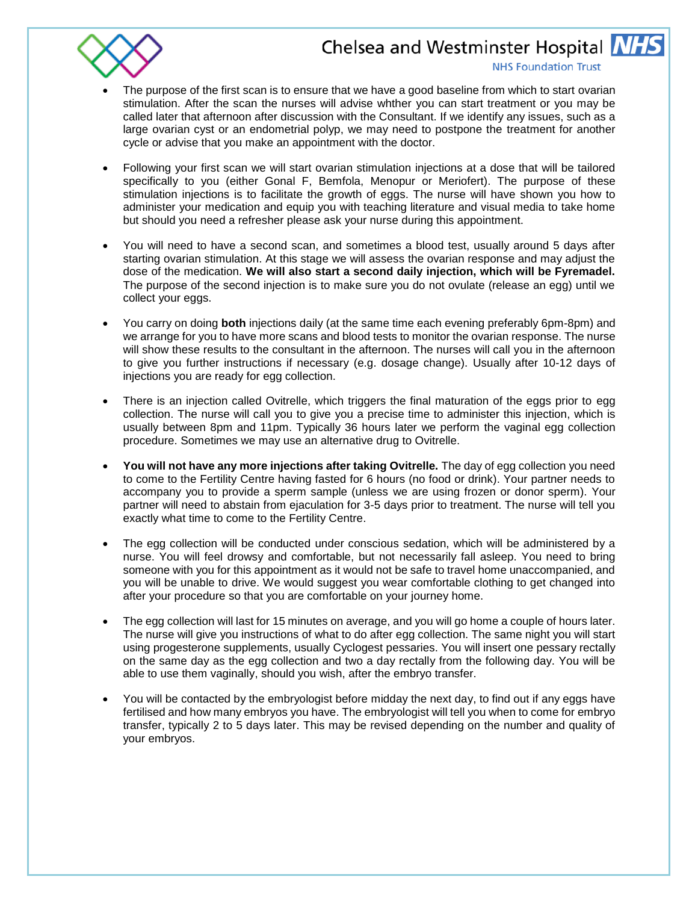- The purpose of the first scan is to ensure that we have a good baseline from which to start ovarian stimulation. After the scan the nurses will advise whther you can start treatment or you may be called later that afternoon after discussion with the Consultant. If we identify any issues, such as a large ovarian cyst or an endometrial polyp, we may need to postpone the treatment for another cycle or advise that you make an appointment with the doctor.

- Following your first scan we will start ovarian stimulation injections at a dose that will be tailored specifically to you (either Gonal F, Bemfola, Menopur or Meriofert). The purpose of these stimulation injections is to facilitate the growth of eggs. The nurse will have shown you how to administer your medication and equip you with teaching literature and visual media to take home but should you need a refresher please ask your nurse during this appointment.

- You will need to have a second scan, and sometimes a blood test, usually around 5 days after starting ovarian stimulation. At this stage we will assess the ovarian response and may adjust the dose of the medication. **We will also start a second daily injection, which will be Fyremadel.** The purpose of the second injection is to make sure you do not ovulate (release an egg) until we collect your eggs.

- You carry on doing **both** injections daily (at the same time each evening preferably 6pm-8pm) and we arrange for you to have more scans and blood tests to monitor the ovarian response. The nurse will show these results to the consultant in the afternoon. The nurses will call you in the afternoon to give you further instructions if necessary (e.g. dosage change). Usually after 10-12 days of injections you are ready for egg collection.

- There is an injection called Ovitrelle, which triggers the final maturation of the eggs prior to egg collection. The nurse will call you to give you a precise time to administer this injection, which is usually between 8pm and 11pm. Typically 36 hours later we perform the vaginal egg collection procedure. Sometimes we may use an alternative drug to Ovitrelle.

- **You will not have any more injections after taking Ovitrelle.** The day of egg collection you need to come to the Fertility Centre having fasted for 6 hours (no food or drink). Your partner needs to accompany you to provide a sperm sample (unless we are using frozen or donor sperm). Your partner will need to abstain from ejaculation for 3-5 days prior to treatment. The nurse will tell you exactly what time to come to the Fertility Centre.

- The egg collection will be conducted under conscious sedation, which will be administered by a nurse. You will feel drowsy and comfortable, but not necessarily fall asleep. You need to bring someone with you for this appointment as it would not be safe to travel home unaccompanied, and you will be unable to drive. We would suggest you wear comfortable clothing to get changed into after your procedure so that you are comfortable on your journey home.

- The egg collection will last for 15 minutes on average, and you will go home a couple of hours later. The nurse will give you instructions of what to do after egg collection. The same night you will start using progesterone supplements, usually Cyclogest pessaries. You will insert one pessary rectally on the same day as the egg collection and two a day rectally from the following day. You will be able to use them vaginally, should you wish, after the embryo transfer.

- You will be contacted by the embryologist before midday the next day, to find out if any eggs have fertilised and how many embryos you have. The embryologist will tell you when to come for embryo transfer, typically 2 to 5 days later. This may be revised depending on the number and quality of your embryos.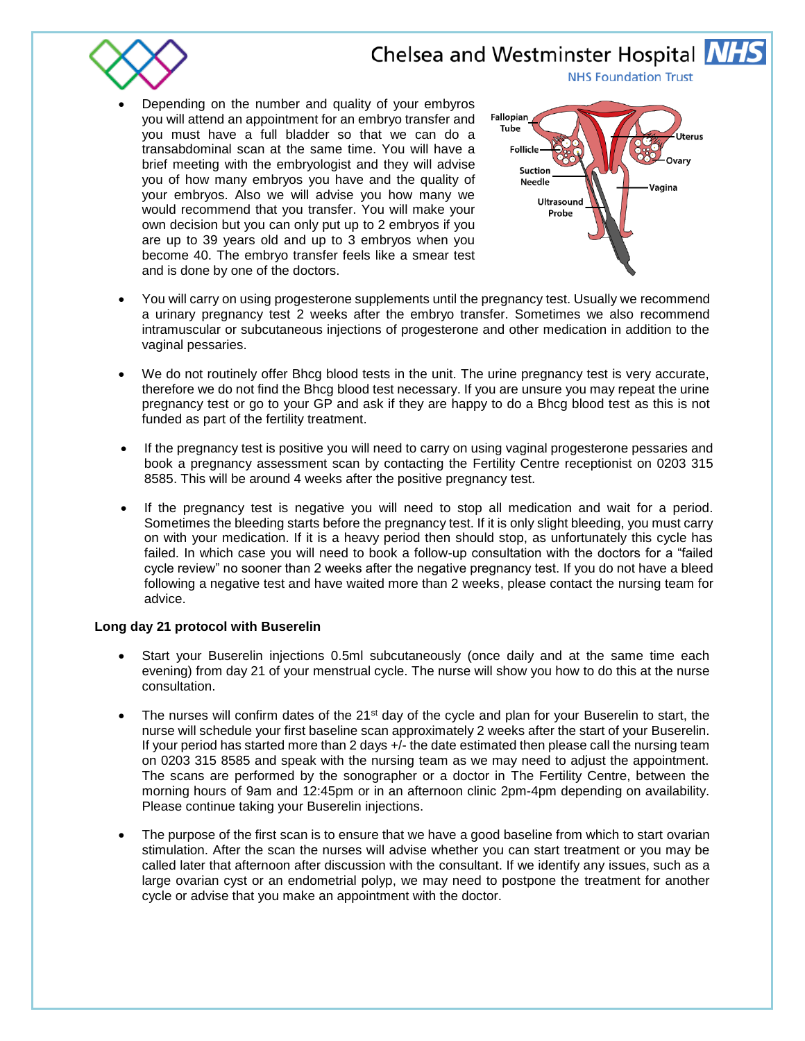- Depending on the number and quality of your embryos you will attend an appointment for an embryo transfer and you must have a full bladder so that we can do a transabdominal scan at the same time. You will have a brief meeting with the embryologist and they will advise you of how many embryos you have and the quality of your embryos. Also we will advise you how many we would recommend that you transfer. You will make your own decision but you can only put up to 2 embryos if you are up to 39 years old and up to 3 embryos when you become 40. The embryo transfer feels like a smear test and is done by one of the doctors.

- You will carry on using progesterone supplements until the pregnancy test. Usually we recommend a urinary pregnancy test 2 weeks after the embryo transfer. Sometimes we also recommend intramuscular or subcutaneous injections of progesterone and other medication in addition to the vaginal pessaries.

- We do not routinely offer Bhcg blood tests in the unit. The urine pregnancy test is very accurate, therefore we do not find the Bhcg blood test necessary. If you are unsure you may repeat the urine pregnancy test or go to your GP and ask if they are happy to do a Bhcg blood test as this is not funded as part of the fertility treatment.

- If the pregnancy test is positive you will need to carry on using vaginal progesterone pessaries and book a pregnancy assessment scan by contacting the Fertility Centre receptionist on 0203 315 8585. This will be around 4 weeks after the positive pregnancy test.

- If the pregnancy test is negative you will need to stop all medication and wait for a period. Sometimes the bleeding starts before the pregnancy test. If it is only slight bleeding, you must carry on with your medication. If it is a heavy period then should stop, as unfortunately this cycle has failed. In which case you will need to book a follow-up consultation with the doctors for a "failed cycle review" no sooner than 2 weeks after the negative pregnancy test. If you do not have a bleed following a negative test and have waited more than 2 weeks, please contact the nursing team for advice.

**Long day 21 protocol with Buserelin**

- Start your Buserelin injections 0.5ml subcutaneously (once daily and at the same time each evening) from day 21 of your menstrual cycle. The nurse will show you how to do this at the nurse consultation.

- The nurses will confirm dates of the 21st day of the cycle and plan for your Buserelin to start, the nurse will schedule your first baseline scan approximately 2 weeks after the start of your Buserelin. If your period has started more than 2 days +/- the date estimated then please call the nursing team on 0203 315 8585 and speak with the nursing team as we may need to adjust the appointment. The scans are performed by the sonographer or a doctor in The Fertility Centre, between the morning hours of 9am and 12:45pm or in an afternoon clinic 2pm-4pm depending on availability. Please continue taking your Buserelin injections.

- The purpose of the first scan is to ensure that we have a good baseline from which to start ovarian stimulation. After the scan the nurses will advise whether you can start treatment or you may be called later that afternoon after discussion with the consultant. If we identify any issues, such as a large ovarian cyst or an endometrial polyp, we may need to postpone the treatment for another cycle or advise that you make an appointment with the doctor.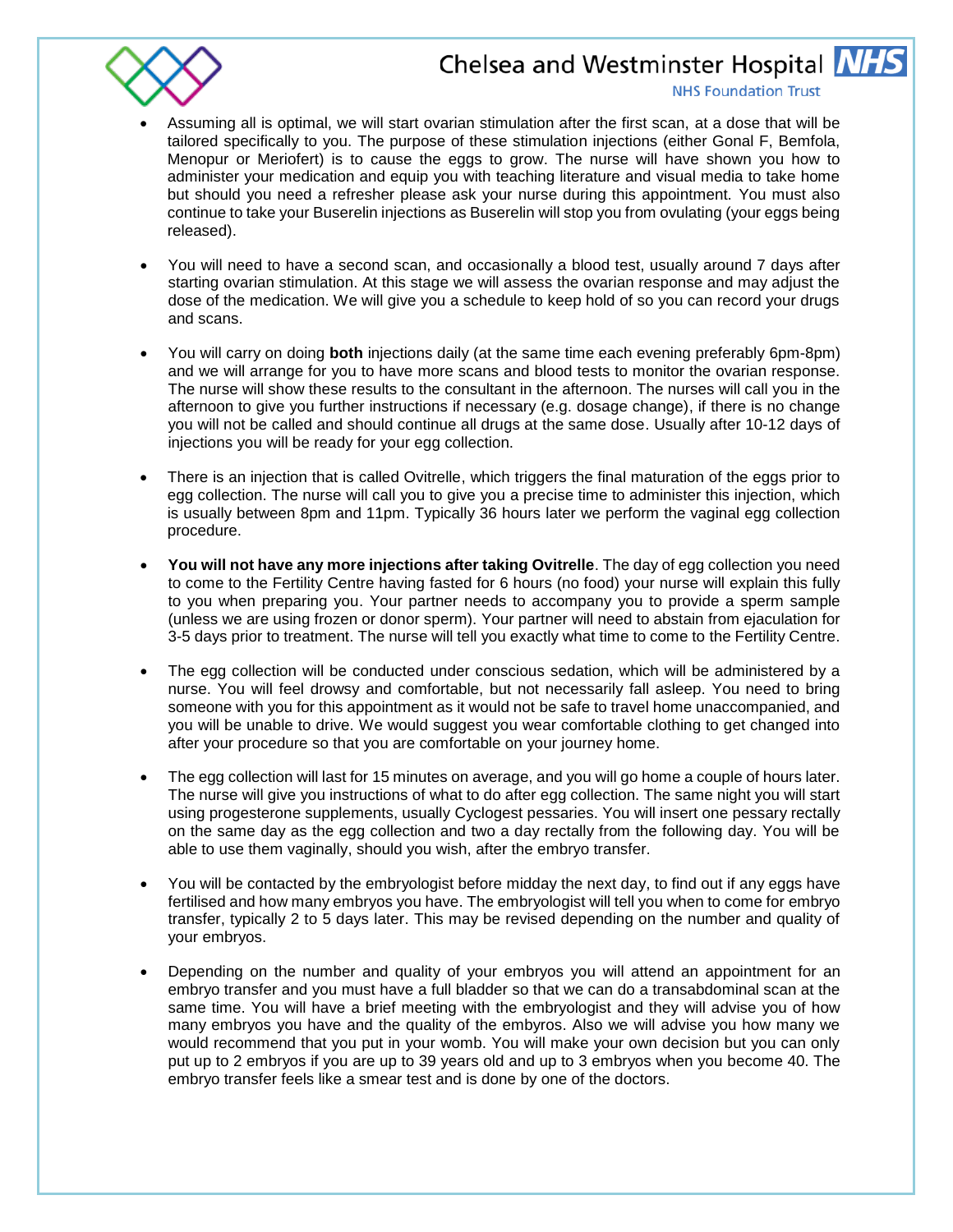- Assuming all is optimal, we will start ovarian stimulation after the first scan, at a dose that will be tailored specifically to you. The purpose of these stimulation injections (either Gonal F, Bemfola, Menopur or Meriofert) is to cause the eggs to grow. The nurse will have shown you how to administer your medication and equip you with teaching literature and visual media to take home but should you need a refresher please ask your nurse during this appointment. You must also continue to take your Buserelin injections as Buserelin will stop you from ovulating (your eggs being released).

- You will need to have a second scan, and occasionally a blood test, usually around 7 days after starting ovarian stimulation. At this stage we will assess the ovarian response and may adjust the dose of the medication. We will give you a schedule to keep hold of so you can record your drugs and scans.

- You will carry on doing **both** injections daily (at the same time each evening preferably 6pm-8pm) and we will arrange for you to have more scans and blood tests to monitor the ovarian response. The nurse will show these results to the consultant in the afternoon. The nurses will call you in the afternoon to give you further instructions if necessary (e.g. dosage change), if there is no change you will not be called and should continue all drugs at the same dose. Usually after 10-12 days of injections you will be ready for your egg collection.

- There is an injection that is called Ovitrelle, which triggers the final maturation of the eggs prior to egg collection. The nurse will call you to give you a precise time to administer this injection, which is usually between 8pm and 11pm. Typically 36 hours later we perform the vaginal egg collection procedure.

- **You will not have any more injections after taking Ovitrelle**. The day of egg collection you need to come to the Fertility Centre having fasted for 6 hours (no food) your nurse will explain this fully to you when preparing you. Your partner needs to accompany you to provide a sperm sample (unless we are using frozen or donor sperm). Your partner will need to abstain from ejaculation for 3-5 days prior to treatment. The nurse will tell you exactly what time to come to the Fertility Centre.

- The egg collection will be conducted under conscious sedation, which will be administered by a nurse. You will feel drowsy and comfortable, but not necessarily fall asleep. You need to bring someone with you for this appointment as it would not be safe to travel home unaccompanied, and you will be unable to drive. We would suggest you wear comfortable clothing to get changed into after your procedure so that you are comfortable on your journey home.

- The egg collection will last for 15 minutes on average, and you will go home a couple of hours later. The nurse will give you instructions of what to do after egg collection. The same night you will start using progesterone supplements, usually Cyclogest pessaries. You will insert one pessary rectally on the same day as the egg collection and two a day rectally from the following day. You will be able to use them vaginally, should you wish, after the embryo transfer.

- You will be contacted by the embryologist before midday the next day, to find out if any eggs have fertilised and how many embryos you have. The embryologist will tell you when to come for embryo transfer, typically 2 to 5 days later. This may be revised depending on the number and quality of your embryos.

- Depending on the number and quality of your embryos you will attend an appointment for an embryo transfer and you must have a full bladder so that we can do a transabdominal scan at the same time. You will have a brief meeting with the embryologist and they will advise you of how many embryos you have and the quality of the embyros. Also we will advise you how many we would recommend that you put in your womb. You will make your own decision but you can only put up to 2 embryos if you are up to 39 years old and up to 3 embryos when you become 40. The embryo transfer feels like a smear test and is done by one of the doctors.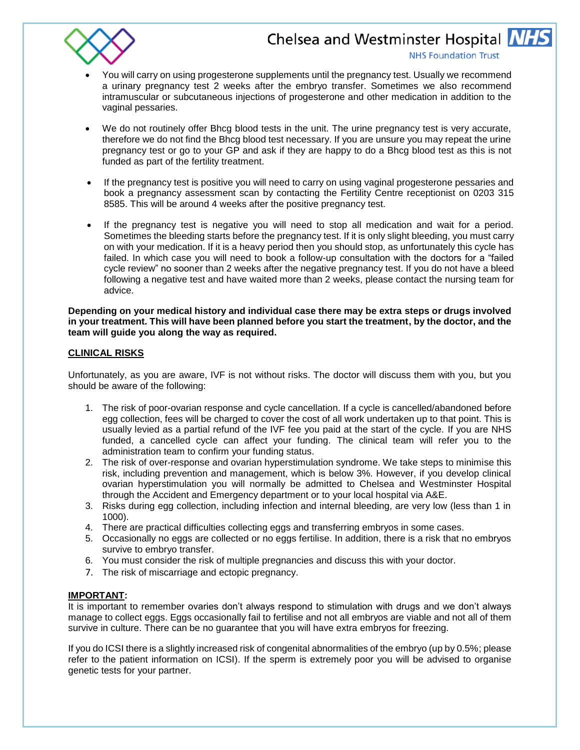- You will carry on using progesterone supplements until the pregnancy test. Usually we recommend a urinary pregnancy test 2 weeks after the embryo transfer. Sometimes we also recommend intramuscular or subcutaneous injections of progesterone and other medication in addition to the vaginal pessaries.

- We do not routinely offer Bhcg blood tests in the unit. The urine pregnancy test is very accurate, therefore we do not find the Bhcg blood test necessary. If you are unsure you may repeat the urine pregnancy test or go to your GP and ask if they are happy to do a Bhcg blood test as this is not funded as part of the fertility treatment.

- If the pregnancy test is positive you will need to carry on using vaginal progesterone pessaries and book a pregnancy assessment scan by contacting the Fertility Centre receptionist on 0203 315 8585. This will be around 4 weeks after the positive pregnancy test.

- If the pregnancy test is negative you will need to stop all medication and wait for a period. Sometimes the bleeding starts before the pregnancy test. If it is only slight bleeding, you must carry on with your medication. If it is a heavy period then you should stop, as unfortunately this cycle has failed. In which case you will need to book a follow-up consultation with the doctors for a "failed cycle review" no sooner than 2 weeks after the negative pregnancy test. If you do not have a bleed following a negative test and have waited more than 2 weeks, please contact the nursing team for advice.

**Depending on your medical history and individual case there may be extra steps or drugs involved in your treatment. This will have been planned before you start the treatment, by the doctor, and the team will guide you along the way as required.**

**CLINICAL RISKS**

Unfortunately, as you are aware, IVF is not without risks. The doctor will discuss them with you, but you should be aware of the following:

1. The risk of poor-ovarian response and cycle cancellation. If a cycle is cancelled/abandoned before egg collection, fees will be charged to cover the cost of all work undertaken up to that point. This is usually levied as a partial refund of the IVF fee you paid at the start of the cycle. If you are NHS funded, a cancelled cycle can affect your funding. The clinical team will refer you to the administration team to confirm your funding status.
2. The risk of over-response and ovarian hyperstimulation syndrome. We take steps to minimise this risk, including prevention and management, which is below 3%. However, if you develop clinical ovarian hyperstimulation you will normally be admitted to Chelsea and Westminster Hospital through the Accident and Emergency department or to your local hospital via A&E.
3. Risks during egg collection, including infection and internal bleeding, are very low (less than 1 in 1000).
4. There are practical difficulties collecting eggs and transferring embryos in some cases.
5. Occasionally no eggs are collected or no eggs fertilise. In addition, there is a risk that no embryos survive to embryo transfer.
6. You must consider the risk of multiple pregnancies and discuss this with your doctor.
7. The risk of miscarriage and ectopic pregnancy.

**IMPORTANT:**
It is important to remember ovaries don't always respond to stimulation with drugs and we don't always manage to collect eggs. Eggs occasionally fail to fertilise and not all embryos are viable and not all of them survive in culture. There can be no guarantee that you will have extra embryos for freezing.

If you do ICSI there is a slightly increased risk of congenital abnormalities of the embryo (up by 0.5%; please refer to the patient information on ICSI). If the sperm is extremely poor you will be advised to organise genetic tests for your partner.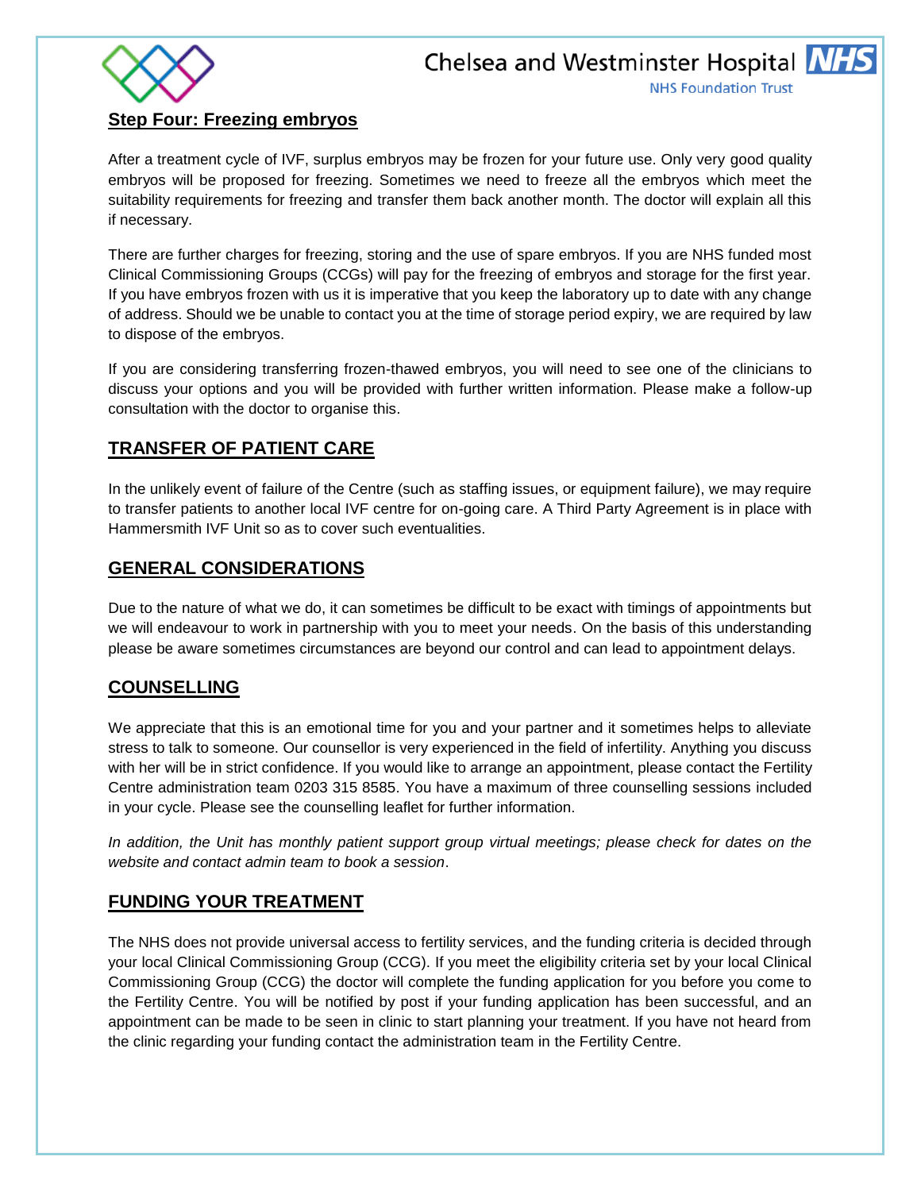## Step Four: Freezing embryos

After a treatment cycle of IVF, surplus embryos may be frozen for your future use. Only very good quality embryos will be proposed for freezing. Sometimes we need to freeze all the embryos which meet the suitability requirements for freezing and transfer them back another month. The doctor will explain all this if necessary.

There are further charges for freezing, storing and the use of spare embryos. If you are NHS funded most Clinical Commissioning Groups (CCGs) will pay for the freezing of embryos and storage for the first year. If you have embryos frozen with us it is imperative that you keep the laboratory up to date with any change of address. Should we be unable to contact you at the time of storage period expiry, we are required by law to dispose of the embryos.

If you are considering transferring frozen-thawed embryos, you will need to see one of the clinicians to discuss your options and you will be provided with further written information. Please make a follow-up consultation with the doctor to organise this.

## TRANSFER OF PATIENT CARE

In the unlikely event of failure of the Centre (such as staffing issues, or equipment failure), we may require to transfer patients to another local IVF centre for on-going care. A Third Party Agreement is in place with Hammersmith IVF Unit so as to cover such eventualities.

## GENERAL CONSIDERATIONS

Due to the nature of what we do, it can sometimes be difficult to be exact with timings of appointments but we will endeavour to work in partnership with you to meet your needs. On the basis of this understanding please be aware sometimes circumstances are beyond our control and can lead to appointment delays.

## COUNSELLING

We appreciate that this is an emotional time for you and your partner and it sometimes helps to alleviate stress to talk to someone. Our counsellor is very experienced in the field of infertility. Anything you discuss with her will be in strict confidence. If you would like to arrange an appointment, please contact the Fertility Centre administration team 0203 315 8585. You have a maximum of three counselling sessions included in your cycle. Please see the counselling leaflet for further information.

*In addition, the Unit has monthly patient support group virtual meetings; please check for dates on the website and contact admin team to book a session*.

## FUNDING YOUR TREATMENT

The NHS does not provide universal access to fertility services, and the funding criteria is decided through your local Clinical Commissioning Group (CCG). If you meet the eligibility criteria set by your local Clinical Commissioning Group (CCG) the doctor will complete the funding application for you before you come to the Fertility Centre. You will be notified by post if your funding application has been successful, and an appointment can be made to be seen in clinic to start planning your treatment. If you have not heard from the clinic regarding your funding contact the administration team in the Fertility Centre.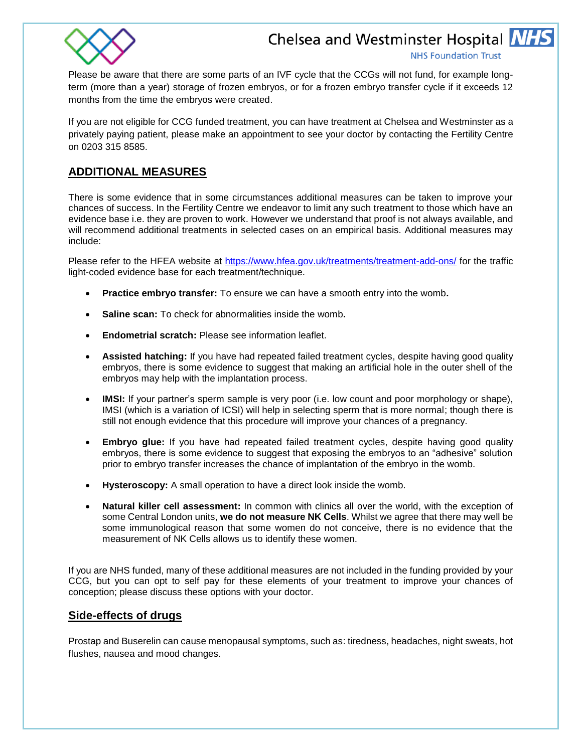Please be aware that there are some parts of an IVF cycle that the CCGs will not fund, for example long-term (more than a year) storage of frozen embryos, or for a frozen embryo transfer cycle if it exceeds 12 months from the time the embryos were created.

If you are not eligible for CCG funded treatment, you can have treatment at Chelsea and Westminster as a privately paying patient, please make an appointment to see your doctor by contacting the Fertility Centre on 0203 315 8585.

## ADDITIONAL MEASURES

There is some evidence that in some circumstances additional measures can be taken to improve your chances of success. In the Fertility Centre we endeavor to limit any such treatment to those which have an evidence base i.e. they are proven to work. However we understand that proof is not always available, and will recommend additional treatments in selected cases on an empirical basis. Additional measures may include:

Please refer to the HFEA website at https://www.hfea.gov.uk/treatments/treatment-add-ons/ for the traffic light-coded evidence base for each treatment/technique.

- **Practice embryo transfer:** To ensure we can have a smooth entry into the womb**.**
- **Saline scan:** To check for abnormalities inside the womb**.**
- **Endometrial scratch:** Please see information leaflet.
- **Assisted hatching:** If you have had repeated failed treatment cycles, despite having good quality embryos, there is some evidence to suggest that making an artificial hole in the outer shell of the embryos may help with the implantation process.
- **IMSI:** If your partner's sperm sample is very poor (i.e. low count and poor morphology or shape), IMSI (which is a variation of ICSI) will help in selecting sperm that is more normal; though there is still not enough evidence that this procedure will improve your chances of a pregnancy.
- **Embryo glue:** If you have had repeated failed treatment cycles, despite having good quality embryos, there is some evidence to suggest that exposing the embryos to an "adhesive" solution prior to embryo transfer increases the chance of implantation of the embryo in the womb.
- **Hysteroscopy:** A small operation to have a direct look inside the womb.
- **Natural killer cell assessment:** In common with clinics all over the world, with the exception of some Central London units, **we do not measure NK Cells**. Whilst we agree that there may well be some immunological reason that some women do not conceive, there is no evidence that the measurement of NK Cells allows us to identify these women.

If you are NHS funded, many of these additional measures are not included in the funding provided by your CCG, but you can opt to self pay for these elements of your treatment to improve your chances of conception; please discuss these options with your doctor.

## Side-effects of drugs

Prostap and Buserelin can cause menopausal symptoms, such as: tiredness, headaches, night sweats, hot flushes, nausea and mood changes.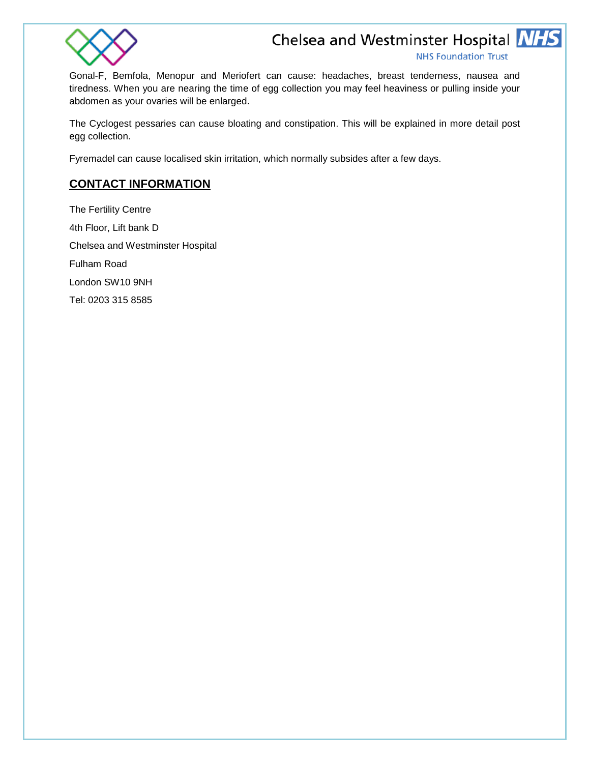Gonal-F, Bemfola, Menopur and Meriofert can cause: headaches, breast tenderness, nausea and tiredness. When you are nearing the time of egg collection you may feel heaviness or pulling inside your abdomen as your ovaries will be enlarged.

The Cyclogest pessaries can cause bloating and constipation. This will be explained in more detail post egg collection.

Fyremadel can cause localised skin irritation, which normally subsides after a few days.

## CONTACT INFORMATION

The Fertility Centre

4th Floor, Lift bank D

Chelsea and Westminster Hospital

Fulham Road

London SW10 9NH

Tel: 0203 315 8585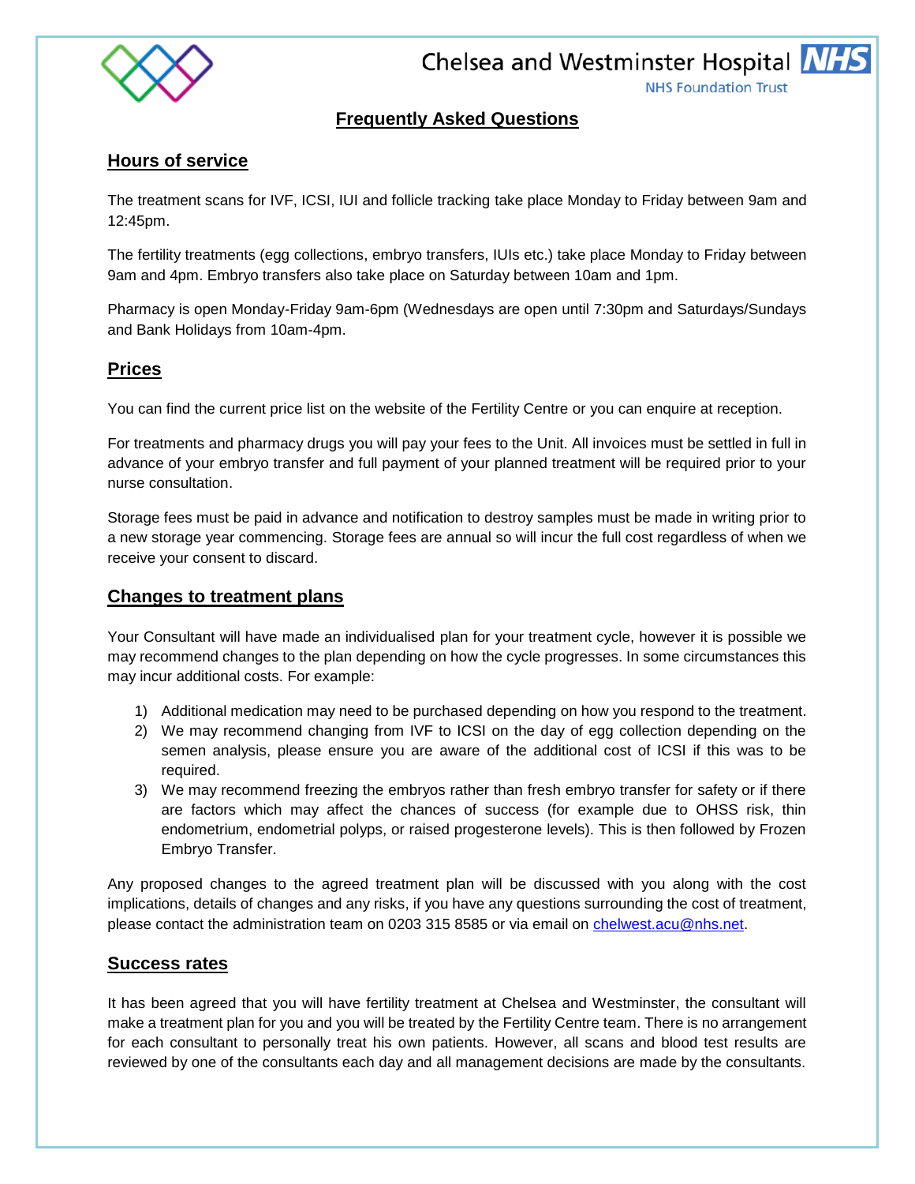# Frequently Asked Questions

## Hours of service

The treatment scans for IVF, ICSI, IUI and follicle tracking take place Monday to Friday between 9am and 12:45pm.

The fertility treatments (egg collections, embryo transfers, IUIs etc.) take place Monday to Friday between 9am and 4pm. Embryo transfers also take place on Saturday between 10am and 1pm.

Pharmacy is open Monday-Friday 9am-6pm (Wednesdays are open until 7:30pm and Saturdays/Sundays and Bank Holidays from 10am-4pm.

## Prices

You can find the current price list on the website of the Fertility Centre or you can enquire at reception.

For treatments and pharmacy drugs you will pay your fees to the Unit. All invoices must be settled in full in advance of your embryo transfer and full payment of your planned treatment will be required prior to your nurse consultation.

Storage fees must be paid in advance and notification to destroy samples must be made in writing prior to a new storage year commencing. Storage fees are annual so will incur the full cost regardless of when we receive your consent to discard.

## Changes to treatment plans

Your Consultant will have made an individualised plan for your treatment cycle, however it is possible we may recommend changes to the plan depending on how the cycle progresses. In some circumstances this may incur additional costs. For example:

1) Additional medication may need to be purchased depending on how you respond to the treatment.
2) We may recommend changing from IVF to ICSI on the day of egg collection depending on the semen analysis, please ensure you are aware of the additional cost of ICSI if this was to be required.
3) We may recommend freezing the embryos rather than fresh embryo transfer for safety or if there are factors which may affect the chances of success (for example due to OHSS risk, thin endometrium, endometrial polyps, or raised progesterone levels). This is then followed by Frozen Embryo Transfer.

Any proposed changes to the agreed treatment plan will be discussed with you along with the cost implications, details of changes and any risks, if you have any questions surrounding the cost of treatment, please contact the administration team on 0203 315 8585 or via email on chelwest.acu@nhs.net.

## Success rates

It has been agreed that you will have fertility treatment at Chelsea and Westminster, the consultant will make a treatment plan for you and you will be treated by the Fertility Centre team. There is no arrangement for each consultant to personally treat his own patients. However, all scans and blood test results are reviewed by one of the consultants each day and all management decisions are made by the consultants.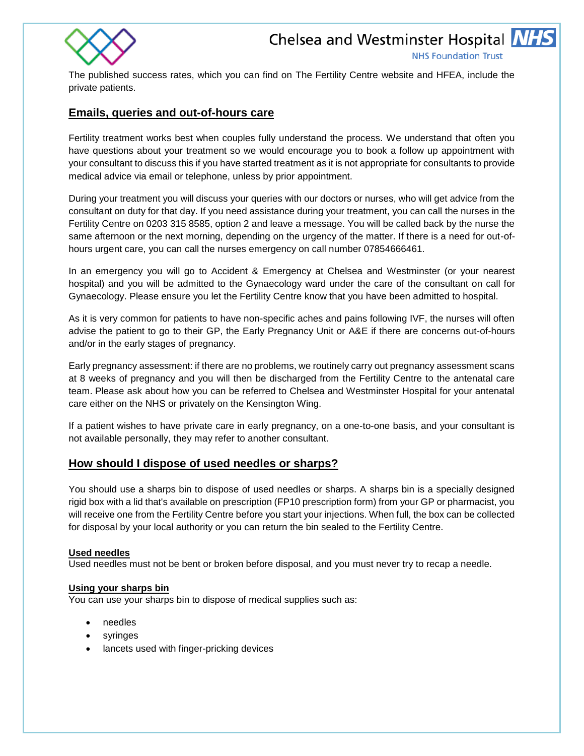The published success rates, which you can find on The Fertility Centre website and HFEA, include the private patients.

## Emails, queries and out-of-hours care

Fertility treatment works best when couples fully understand the process. We understand that often you have questions about your treatment so we would encourage you to book a follow up appointment with your consultant to discuss this if you have started treatment as it is not appropriate for consultants to provide medical advice via email or telephone, unless by prior appointment.

During your treatment you will discuss your queries with our doctors or nurses, who will get advice from the consultant on duty for that day. If you need assistance during your treatment, you can call the nurses in the Fertility Centre on 0203 315 8585, option 2 and leave a message. You will be called back by the nurse the same afternoon or the next morning, depending on the urgency of the matter. If there is a need for out-of-hours urgent care, you can call the nurses emergency on call number 07854666461.

In an emergency you will go to Accident & Emergency at Chelsea and Westminster (or your nearest hospital) and you will be admitted to the Gynaecology ward under the care of the consultant on call for Gynaecology. Please ensure you let the Fertility Centre know that you have been admitted to hospital.

As it is very common for patients to have non-specific aches and pains following IVF, the nurses will often advise the patient to go to their GP, the Early Pregnancy Unit or A&E if there are concerns out-of-hours and/or in the early stages of pregnancy.

Early pregnancy assessment: if there are no problems, we routinely carry out pregnancy assessment scans at 8 weeks of pregnancy and you will then be discharged from the Fertility Centre to the antenatal care team. Please ask about how you can be referred to Chelsea and Westminster Hospital for your antenatal care either on the NHS or privately on the Kensington Wing.

If a patient wishes to have private care in early pregnancy, on a one-to-one basis, and your consultant is not available personally, they may refer to another consultant.

## How should I dispose of used needles or sharps?

You should use a sharps bin to dispose of used needles or sharps. A sharps bin is a specially designed rigid box with a lid that's available on prescription (FP10 prescription form) from your GP or pharmacist, you will receive one from the Fertility Centre before you start your injections. When full, the box can be collected for disposal by your local authority or you can return the bin sealed to the Fertility Centre.

### Used needles

Used needles must not be bent or broken before disposal, and you must never try to recap a needle.

### Using your sharps bin

You can use your sharps bin to dispose of medical supplies such as:

- needles
- syringes
- lancets used with finger-pricking devices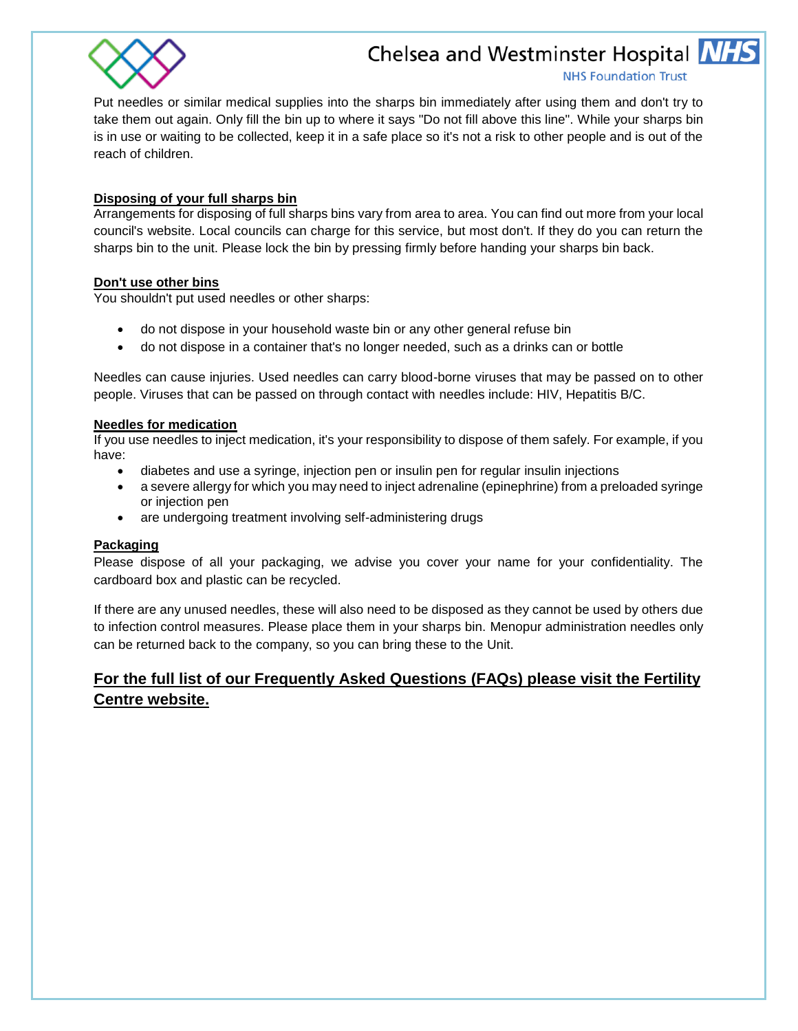Put needles or similar medical supplies into the sharps bin immediately after using them and don't try to take them out again. Only fill the bin up to where it says "Do not fill above this line". While your sharps bin is in use or waiting to be collected, keep it in a safe place so it's not a risk to other people and is out of the reach of children.

**Disposing of your full sharps bin**

Arrangements for disposing of full sharps bins vary from area to area. You can find out more from your local council's website. Local councils can charge for this service, but most don't. If they do you can return the sharps bin to the unit. Please lock the bin by pressing firmly before handing your sharps bin back.

**Don't use other bins**

You shouldn't put used needles or other sharps:

- do not dispose in your household waste bin or any other general refuse bin
- do not dispose in a container that's no longer needed, such as a drinks can or bottle

Needles can cause injuries. Used needles can carry blood-borne viruses that may be passed on to other people. Viruses that can be passed on through contact with needles include: HIV, Hepatitis B/C.

**Needles for medication**

If you use needles to inject medication, it's your responsibility to dispose of them safely. For example, if you have:

- diabetes and use a syringe, injection pen or insulin pen for regular insulin injections
- a severe allergy for which you may need to inject adrenaline (epinephrine) from a preloaded syringe or injection pen
- are undergoing treatment involving self-administering drugs

**Packaging**

Please dispose of all your packaging, we advise you cover your name for your confidentiality. The cardboard box and plastic can be recycled.

If there are any unused needles, these will also need to be disposed as they cannot be used by others due to infection control measures. Please place them in your sharps bin. Menopur administration needles only can be returned back to the company, so you can bring these to the Unit.

**For the full list of our Frequently Asked Questions (FAQs) please visit the Fertility Centre website.**